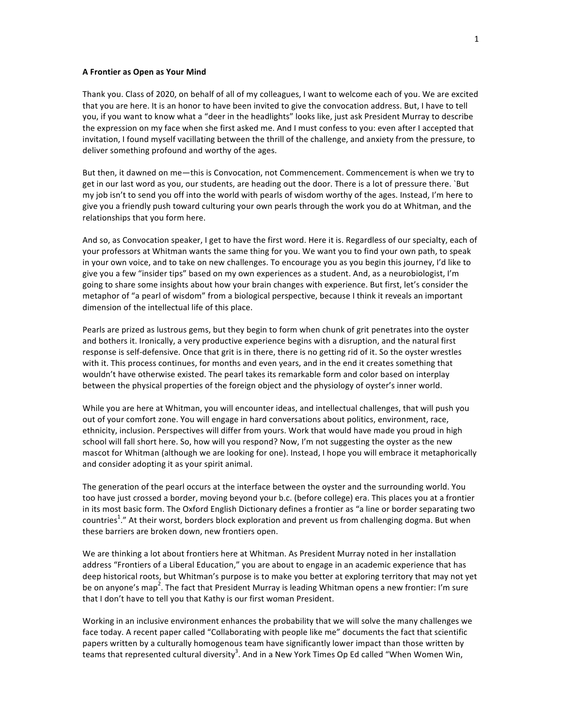**A Frontier as Open as Your Mind**

Thank you. Class of 2020, on behalf of all of my colleagues, I want to welcome each of you. We are excited that you are here. It is an honor to have been invited to give the convocation address. But, I have to tell you, if you want to know what a "deer in the headlights" looks like, just ask President Murray to describe the expression on my face when she first asked me. And I must confess to you: even after I accepted that invitation, I found myself vacillating between the thrill of the challenge, and anxiety from the pressure, to deliver something profound and worthy of the ages.

But then, it dawned on me—this is Convocation, not Commencement. Commencement is when we try to get in our last word as you, our students, are heading out the door. There is a lot of pressure there. `But my job isn't to send you off into the world with pearls of wisdom worthy of the ages. Instead, I'm here to give you a friendly push toward culturing your own pearls through the work you do at Whitman, and the relationships that you form here.

And so, as Convocation speaker, I get to have the first word. Here it is. Regardless of our specialty, each of your professors at Whitman wants the same thing for you. We want you to find your own path, to speak in your own voice, and to take on new challenges. To encourage you as you begin this journey, I'd like to give you a few "insider tips" based on my own experiences as a student. And, as a neurobiologist, I'm going to share some insights about how your brain changes with experience. But first, let's consider the metaphor of "a pearl of wisdom" from a biological perspective, because I think it reveals an important dimension of the intellectual life of this place.

Pearls are prized as lustrous gems, but they begin to form when chunk of grit penetrates into the oyster and bothers it. Ironically, a very productive experience begins with a disruption, and the natural first response is self-defensive. Once that grit is in there, there is no getting rid of it. So the oyster wrestles with it. This process continues, for months and even years, and in the end it creates something that wouldn't have otherwise existed. The pearl takes its remarkable form and color based on interplay between the physical properties of the foreign object and the physiology of oyster's inner world.

While you are here at Whitman, you will encounter ideas, and intellectual challenges, that will push you out of your comfort zone. You will engage in hard conversations about politics, environment, race, ethnicity, inclusion. Perspectives will differ from yours. Work that would have made you proud in high school will fall short here. So, how will you respond? Now, I'm not suggesting the oyster as the new mascot for Whitman (although we are looking for one). Instead, I hope you will embrace it metaphorically and consider adopting it as your spirit animal.

The generation of the pearl occurs at the interface between the oyster and the surrounding world. You too have just crossed a border, moving beyond your b.c. (before college) era. This places you at a frontier in its most basic form. The Oxford English Dictionary defines a frontier as "a line or border separating two countries[1]." At their worst, borders block exploration and prevent us from challenging dogma. But when these barriers are broken down, new frontiers open.

We are thinking a lot about frontiers here at Whitman. As President Murray noted in her installation address "Frontiers of a Liberal Education," you are about to engage in an academic experience that has deep historical roots, but Whitman's purpose is to make you better at exploring territory that may not yet be on anyone's map[2]. The fact that President Murray is leading Whitman opens a new frontier: I'm sure that I don't have to tell you that Kathy is our first woman President.

Working in an inclusive environment enhances the probability that we will solve the many challenges we face today. A recent paper called "Collaborating with people like me" documents the fact that scientific papers written by a culturally homogenous team have significantly lower impact than those written by teams that represented cultural diversity[3]. And in a New York Times Op Ed called "When Women Win,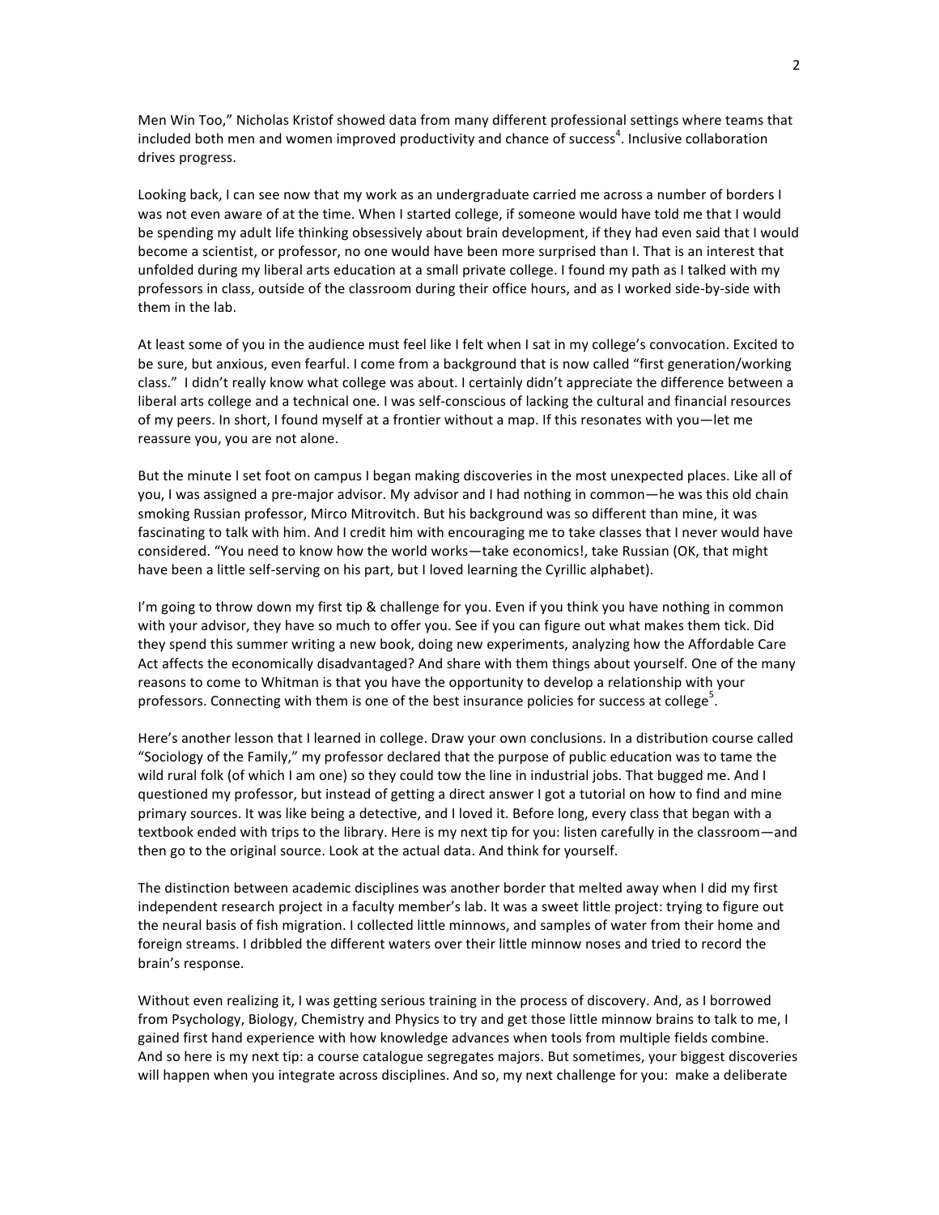Men Win Too," Nicholas Kristof showed data from many different professional settings where teams that included both men and women improved productivity and chance of success[4]. Inclusive collaboration drives progress.

Looking back, I can see now that my work as an undergraduate carried me across a number of borders I was not even aware of at the time. When I started college, if someone would have told me that I would be spending my adult life thinking obsessively about brain development, if they had even said that I would become a scientist, or professor, no one would have been more surprised than I. That is an interest that unfolded during my liberal arts education at a small private college. I found my path as I talked with my professors in class, outside of the classroom during their office hours, and as I worked side-by-side with them in the lab.

At least some of you in the audience must feel like I felt when I sat in my college's convocation. Excited to be sure, but anxious, even fearful. I come from a background that is now called "first generation/working class." I didn't really know what college was about. I certainly didn't appreciate the difference between a liberal arts college and a technical one. I was self-conscious of lacking the cultural and financial resources of my peers. In short, I found myself at a frontier without a map. If this resonates with you—let me reassure you, you are not alone.

But the minute I set foot on campus I began making discoveries in the most unexpected places. Like all of you, I was assigned a pre-major advisor. My advisor and I had nothing in common—he was this old chain smoking Russian professor, Mirco Mitrovitch. But his background was so different than mine, it was fascinating to talk with him. And I credit him with encouraging me to take classes that I never would have considered. "You need to know how the world works—take economics!, take Russian (OK, that might have been a little self-serving on his part, but I loved learning the Cyrillic alphabet).

I'm going to throw down my first tip & challenge for you. Even if you think you have nothing in common with your advisor, they have so much to offer you. See if you can figure out what makes them tick. Did they spend this summer writing a new book, doing new experiments, analyzing how the Affordable Care Act affects the economically disadvantaged? And share with them things about yourself. One of the many reasons to come to Whitman is that you have the opportunity to develop a relationship with your professors. Connecting with them is one of the best insurance policies for success at college[5].

Here's another lesson that I learned in college. Draw your own conclusions. In a distribution course called "Sociology of the Family," my professor declared that the purpose of public education was to tame the wild rural folk (of which I am one) so they could tow the line in industrial jobs. That bugged me. And I questioned my professor, but instead of getting a direct answer I got a tutorial on how to find and mine primary sources. It was like being a detective, and I loved it. Before long, every class that began with a textbook ended with trips to the library. Here is my next tip for you: listen carefully in the classroom—and then go to the original source. Look at the actual data. And think for yourself.

The distinction between academic disciplines was another border that melted away when I did my first independent research project in a faculty member's lab. It was a sweet little project: trying to figure out the neural basis of fish migration. I collected little minnows, and samples of water from their home and foreign streams. I dribbled the different waters over their little minnow noses and tried to record the brain's response.

Without even realizing it, I was getting serious training in the process of discovery. And, as I borrowed from Psychology, Biology, Chemistry and Physics to try and get those little minnow brains to talk to me, I gained first hand experience with how knowledge advances when tools from multiple fields combine. And so here is my next tip: a course catalogue segregates majors. But sometimes, your biggest discoveries will happen when you integrate across disciplines. And so, my next challenge for you: make a deliberate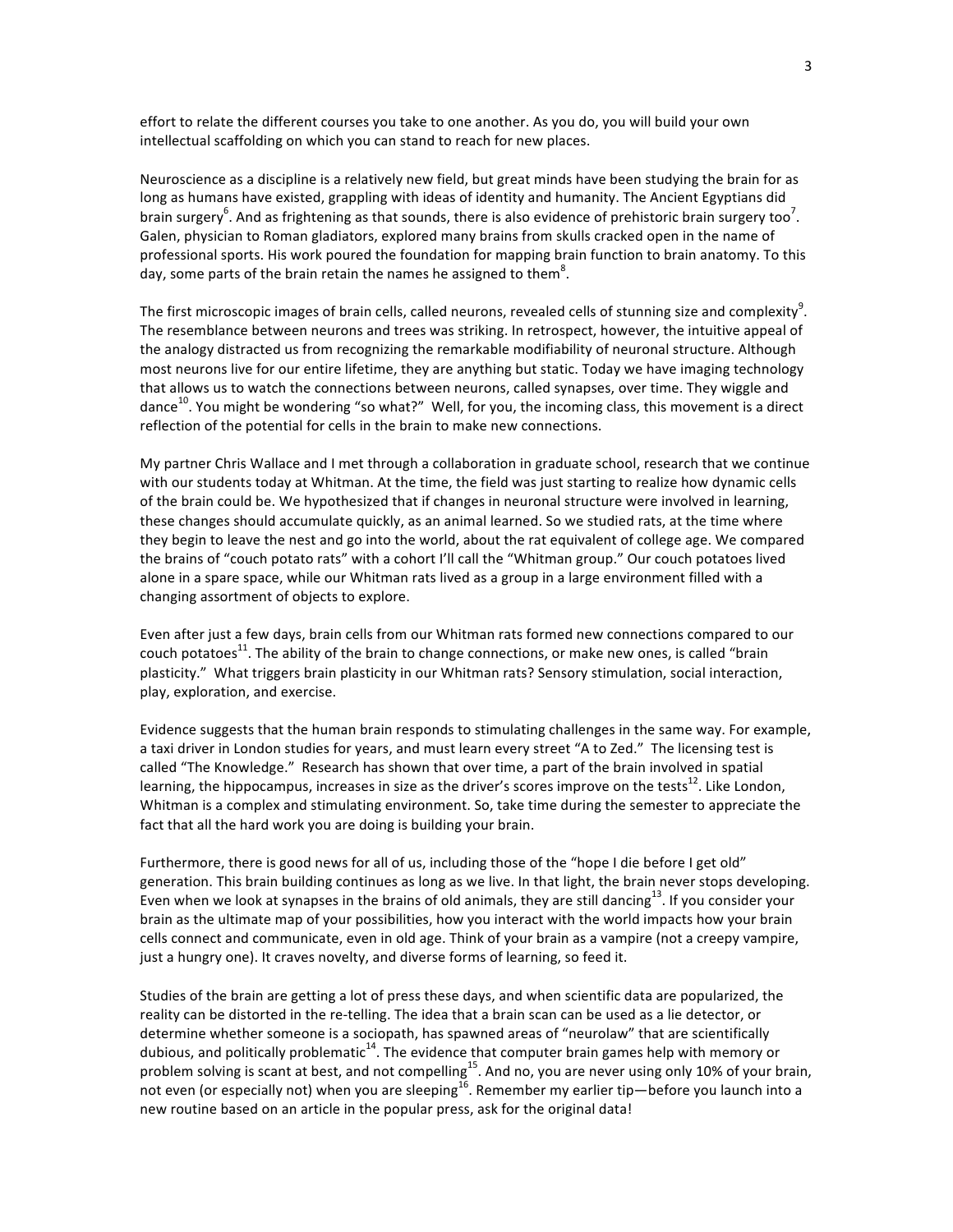effort to relate the different courses you take to one another. As you do, you will build your own intellectual scaffolding on which you can stand to reach for new places.

Neuroscience as a discipline is a relatively new field, but great minds have been studying the brain for as long as humans have existed, grappling with ideas of identity and humanity. The Ancient Egyptians did brain surgery[6]. And as frightening as that sounds, there is also evidence of prehistoric brain surgery too[7]. Galen, physician to Roman gladiators, explored many brains from skulls cracked open in the name of professional sports. His work poured the foundation for mapping brain function to brain anatomy. To this day, some parts of the brain retain the names he assigned to them[8].

The first microscopic images of brain cells, called neurons, revealed cells of stunning size and complexity[9]. The resemblance between neurons and trees was striking. In retrospect, however, the intuitive appeal of the analogy distracted us from recognizing the remarkable modifiability of neuronal structure. Although most neurons live for our entire lifetime, they are anything but static. Today we have imaging technology that allows us to watch the connections between neurons, called synapses, over time. They wiggle and dance[10]. You might be wondering "so what?" Well, for you, the incoming class, this movement is a direct reflection of the potential for cells in the brain to make new connections.

My partner Chris Wallace and I met through a collaboration in graduate school, research that we continue with our students today at Whitman. At the time, the field was just starting to realize how dynamic cells of the brain could be. We hypothesized that if changes in neuronal structure were involved in learning, these changes should accumulate quickly, as an animal learned. So we studied rats, at the time where they begin to leave the nest and go into the world, about the rat equivalent of college age. We compared the brains of "couch potato rats" with a cohort I'll call the "Whitman group." Our couch potatoes lived alone in a spare space, while our Whitman rats lived as a group in a large environment filled with a changing assortment of objects to explore.

Even after just a few days, brain cells from our Whitman rats formed new connections compared to our couch potatoes[11]. The ability of the brain to change connections, or make new ones, is called "brain plasticity." What triggers brain plasticity in our Whitman rats? Sensory stimulation, social interaction, play, exploration, and exercise.

Evidence suggests that the human brain responds to stimulating challenges in the same way. For example, a taxi driver in London studies for years, and must learn every street "A to Zed." The licensing test is called "The Knowledge." Research has shown that over time, a part of the brain involved in spatial learning, the hippocampus, increases in size as the driver's scores improve on the tests[12]. Like London, Whitman is a complex and stimulating environment. So, take time during the semester to appreciate the fact that all the hard work you are doing is building your brain.

Furthermore, there is good news for all of us, including those of the "hope I die before I get old" generation. This brain building continues as long as we live. In that light, the brain never stops developing. Even when we look at synapses in the brains of old animals, they are still dancing[13]. If you consider your brain as the ultimate map of your possibilities, how you interact with the world impacts how your brain cells connect and communicate, even in old age. Think of your brain as a vampire (not a creepy vampire, just a hungry one). It craves novelty, and diverse forms of learning, so feed it.

Studies of the brain are getting a lot of press these days, and when scientific data are popularized, the reality can be distorted in the re-telling. The idea that a brain scan can be used as a lie detector, or determine whether someone is a sociopath, has spawned areas of "neurolaw" that are scientifically dubious, and politically problematic[14]. The evidence that computer brain games help with memory or problem solving is scant at best, and not compelling[15]. And no, you are never using only 10% of your brain, not even (or especially not) when you are sleeping[16]. Remember my earlier tip—before you launch into a new routine based on an article in the popular press, ask for the original data!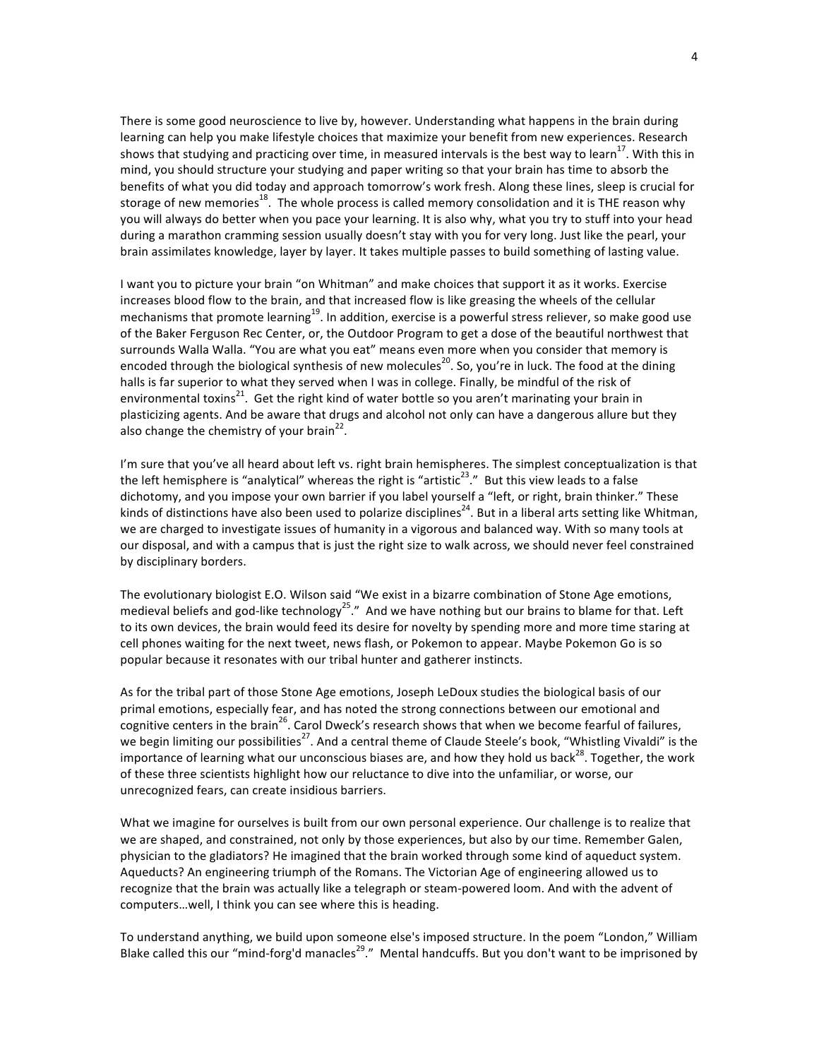There is some good neuroscience to live by, however. Understanding what happens in the brain during learning can help you make lifestyle choices that maximize your benefit from new experiences. Research shows that studying and practicing over time, in measured intervals is the best way to learn[17]. With this in mind, you should structure your studying and paper writing so that your brain has time to absorb the benefits of what you did today and approach tomorrow's work fresh. Along these lines, sleep is crucial for storage of new memories[18]. The whole process is called memory consolidation and it is THE reason why you will always do better when you pace your learning. It is also why, what you try to stuff into your head during a marathon cramming session usually doesn't stay with you for very long. Just like the pearl, your brain assimilates knowledge, layer by layer. It takes multiple passes to build something of lasting value.

I want you to picture your brain "on Whitman" and make choices that support it as it works. Exercise increases blood flow to the brain, and that increased flow is like greasing the wheels of the cellular mechanisms that promote learning[19]. In addition, exercise is a powerful stress reliever, so make good use of the Baker Ferguson Rec Center, or, the Outdoor Program to get a dose of the beautiful northwest that surrounds Walla Walla. "You are what you eat" means even more when you consider that memory is encoded through the biological synthesis of new molecules[20]. So, you're in luck. The food at the dining halls is far superior to what they served when I was in college. Finally, be mindful of the risk of environmental toxins[21]. Get the right kind of water bottle so you aren't marinating your brain in plasticizing agents. And be aware that drugs and alcohol not only can have a dangerous allure but they also change the chemistry of your brain[22].

I'm sure that you've all heard about left vs. right brain hemispheres. The simplest conceptualization is that the left hemisphere is "analytical" whereas the right is "artistic[23]." But this view leads to a false dichotomy, and you impose your own barrier if you label yourself a "left, or right, brain thinker." These kinds of distinctions have also been used to polarize disciplines[24]. But in a liberal arts setting like Whitman, we are charged to investigate issues of humanity in a vigorous and balanced way. With so many tools at our disposal, and with a campus that is just the right size to walk across, we should never feel constrained by disciplinary borders.

The evolutionary biologist E.O. Wilson said "We exist in a bizarre combination of Stone Age emotions, medieval beliefs and god-like technology[25]." And we have nothing but our brains to blame for that. Left to its own devices, the brain would feed its desire for novelty by spending more and more time staring at cell phones waiting for the next tweet, news flash, or Pokemon to appear. Maybe Pokemon Go is so popular because it resonates with our tribal hunter and gatherer instincts.

As for the tribal part of those Stone Age emotions, Joseph LeDoux studies the biological basis of our primal emotions, especially fear, and has noted the strong connections between our emotional and cognitive centers in the brain[26]. Carol Dweck's research shows that when we become fearful of failures, we begin limiting our possibilities[27]. And a central theme of Claude Steele's book, "Whistling Vivaldi" is the importance of learning what our unconscious biases are, and how they hold us back[28]. Together, the work of these three scientists highlight how our reluctance to dive into the unfamiliar, or worse, our unrecognized fears, can create insidious barriers.

What we imagine for ourselves is built from our own personal experience. Our challenge is to realize that we are shaped, and constrained, not only by those experiences, but also by our time. Remember Galen, physician to the gladiators? He imagined that the brain worked through some kind of aqueduct system. Aqueducts? An engineering triumph of the Romans. The Victorian Age of engineering allowed us to recognize that the brain was actually like a telegraph or steam-powered loom. And with the advent of computers…well, I think you can see where this is heading.

To understand anything, we build upon someone else's imposed structure. In the poem "London," William Blake called this our "mind-forg'd manacles[29]." Mental handcuffs. But you don't want to be imprisoned by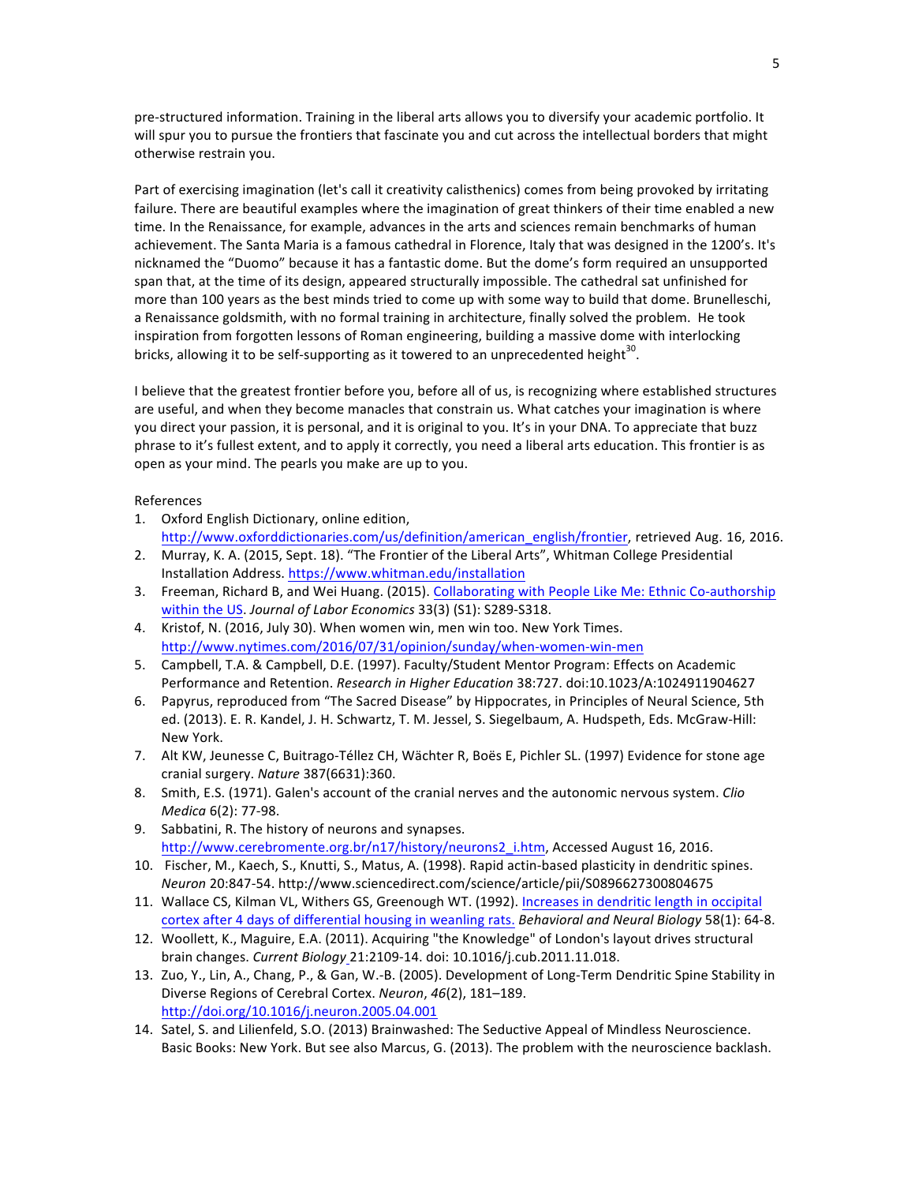pre-structured information. Training in the liberal arts allows you to diversify your academic portfolio. It will spur you to pursue the frontiers that fascinate you and cut across the intellectual borders that might otherwise restrain you.

Part of exercising imagination (let's call it creativity calisthenics) comes from being provoked by irritating failure. There are beautiful examples where the imagination of great thinkers of their time enabled a new time. In the Renaissance, for example, advances in the arts and sciences remain benchmarks of human achievement. The Santa Maria is a famous cathedral in Florence, Italy that was designed in the 1200's. It's nicknamed the "Duomo" because it has a fantastic dome. But the dome's form required an unsupported span that, at the time of its design, appeared structurally impossible. The cathedral sat unfinished for more than 100 years as the best minds tried to come up with some way to build that dome. Brunelleschi, a Renaissance goldsmith, with no formal training in architecture, finally solved the problem. He took inspiration from forgotten lessons of Roman engineering, building a massive dome with interlocking bricks, allowing it to be self-supporting as it towered to an unprecedented height[30].

I believe that the greatest frontier before you, before all of us, is recognizing where established structures are useful, and when they become manacles that constrain us. What catches your imagination is where you direct your passion, it is personal, and it is original to you. It's in your DNA. To appreciate that buzz phrase to it's fullest extent, and to apply it correctly, you need a liberal arts education. This frontier is as open as your mind. The pearls you make are up to you.

References

1. Oxford English Dictionary, online edition, http://www.oxforddictionaries.com/us/definition/american_english/frontier, retrieved Aug. 16, 2016.
2. Murray, K. A. (2015, Sept. 18). "The Frontier of the Liberal Arts", Whitman College Presidential Installation Address. https://www.whitman.edu/installation
3. Freeman, Richard B, and Wei Huang. (2015). Collaborating with People Like Me: Ethnic Co-authorship within the US. *Journal of Labor Economics* 33(3) (S1): S289-S318.
4. Kristof, N. (2016, July 30). When women win, men win too. New York Times. http://www.nytimes.com/2016/07/31/opinion/sunday/when-women-win-men
5. Campbell, T.A. & Campbell, D.E. (1997). Faculty/Student Mentor Program: Effects on Academic Performance and Retention. *Research in Higher Education* 38:727. doi:10.1023/A:1024911904627
6. Papyrus, reproduced from "The Sacred Disease" by Hippocrates, in Principles of Neural Science, 5th ed. (2013). E. R. Kandel, J. H. Schwartz, T. M. Jessel, S. Siegelbaum, A. Hudspeth, Eds. McGraw-Hill: New York.
7. Alt KW, Jeunesse C, Buitrago-Téllez CH, Wächter R, Boës E, Pichler SL. (1997) Evidence for stone age cranial surgery. *Nature* 387(6631):360.
8. Smith, E.S. (1971). Galen's account of the cranial nerves and the autonomic nervous system. *Clio Medica* 6(2): 77-98.
9. Sabbatini, R. The history of neurons and synapses. http://www.cerebromente.org.br/n17/history/neurons2_i.htm, Accessed August 16, 2016.
10. Fischer, M., Kaech, S., Knutti, S., Matus, A. (1998). Rapid actin-based plasticity in dendritic spines. *Neuron* 20:847-54. http://www.sciencedirect.com/science/article/pii/S0896627300804675
11. Wallace CS, Kilman VL, Withers GS, Greenough WT. (1992). Increases in dendritic length in occipital cortex after 4 days of differential housing in weanling rats. *Behavioral and Neural Biology* 58(1): 64-8.
12. Woollett, K., Maguire, E.A. (2011). Acquiring "the Knowledge" of London's layout drives structural brain changes. *Current Biology* 21:2109-14. doi: 10.1016/j.cub.2011.11.018.
13. Zuo, Y., Lin, A., Chang, P., & Gan, W.-B. (2005). Development of Long-Term Dendritic Spine Stability in Diverse Regions of Cerebral Cortex. *Neuron*, *46*(2), 181–189. http://doi.org/10.1016/j.neuron.2005.04.001
14. Satel, S. and Lilienfeld, S.O. (2013) Brainwashed: The Seductive Appeal of Mindless Neuroscience. Basic Books: New York. But see also Marcus, G. (2013). The problem with the neuroscience backlash.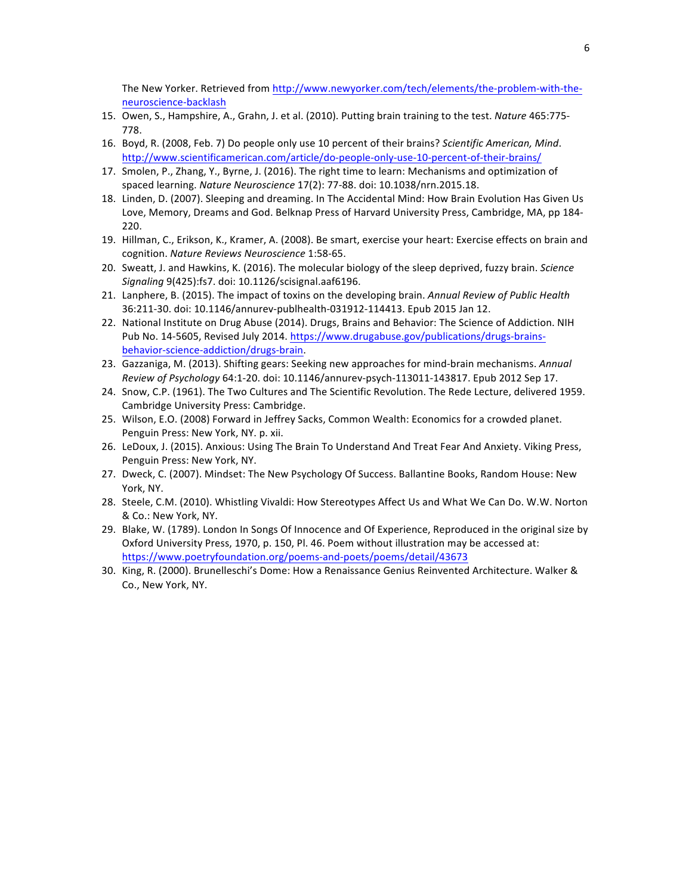The New Yorker. Retrieved from http://www.newyorker.com/tech/elements/the-problem-with-the-neuroscience-backlash

15. Owen, S., Hampshire, A., Grahn, J. et al. (2010). Putting brain training to the test. *Nature* 465:775-778.
16. Boyd, R. (2008, Feb. 7) Do people only use 10 percent of their brains? *Scientific American, Mind*. http://www.scientificamerican.com/article/do-people-only-use-10-percent-of-their-brains/
17. Smolen, P., Zhang, Y., Byrne, J. (2016). The right time to learn: Mechanisms and optimization of spaced learning. *Nature Neuroscience* 17(2): 77-88. doi: 10.1038/nrn.2015.18.
18. Linden, D. (2007). Sleeping and dreaming. In The Accidental Mind: How Brain Evolution Has Given Us Love, Memory, Dreams and God. Belknap Press of Harvard University Press, Cambridge, MA, pp 184-220.
19. Hillman, C., Erikson, K., Kramer, A. (2008). Be smart, exercise your heart: Exercise effects on brain and cognition. *Nature Reviews Neuroscience* 1:58-65.
20. Sweatt, J. and Hawkins, K. (2016). The molecular biology of the sleep deprived, fuzzy brain. *Science Signaling* 9(425):fs7. doi: 10.1126/scisignal.aaf6196.
21. Lanphere, B. (2015). The impact of toxins on the developing brain. *Annual Review of Public Health* 36:211-30. doi: 10.1146/annurev-publhealth-031912-114413. Epub 2015 Jan 12.
22. National Institute on Drug Abuse (2014). Drugs, Brains and Behavior: The Science of Addiction. NIH Pub No. 14-5605, Revised July 2014. https://www.drugabuse.gov/publications/drugs-brains-behavior-science-addiction/drugs-brain.
23. Gazzaniga, M. (2013). Shifting gears: Seeking new approaches for mind-brain mechanisms. *Annual Review of Psychology* 64:1-20. doi: 10.1146/annurev-psych-113011-143817. Epub 2012 Sep 17.
24. Snow, C.P. (1961). The Two Cultures and The Scientific Revolution. The Rede Lecture, delivered 1959. Cambridge University Press: Cambridge.
25. Wilson, E.O. (2008) Forward in Jeffrey Sacks, Common Wealth: Economics for a crowded planet. Penguin Press: New York, NY. p. xii.
26. LeDoux, J. (2015). Anxious: Using The Brain To Understand And Treat Fear And Anxiety. Viking Press, Penguin Press: New York, NY.
27. Dweck, C. (2007). Mindset: The New Psychology Of Success. Ballantine Books, Random House: New York, NY.
28. Steele, C.M. (2010). Whistling Vivaldi: How Stereotypes Affect Us and What We Can Do. W.W. Norton & Co.: New York, NY.
29. Blake, W. (1789). London In Songs Of Innocence and Of Experience, Reproduced in the original size by Oxford University Press, 1970, p. 150, Pl. 46. Poem without illustration may be accessed at: https://www.poetryfoundation.org/poems-and-poets/poems/detail/43673
30. King, R. (2000). Brunelleschi's Dome: How a Renaissance Genius Reinvented Architecture. Walker & Co., New York, NY.